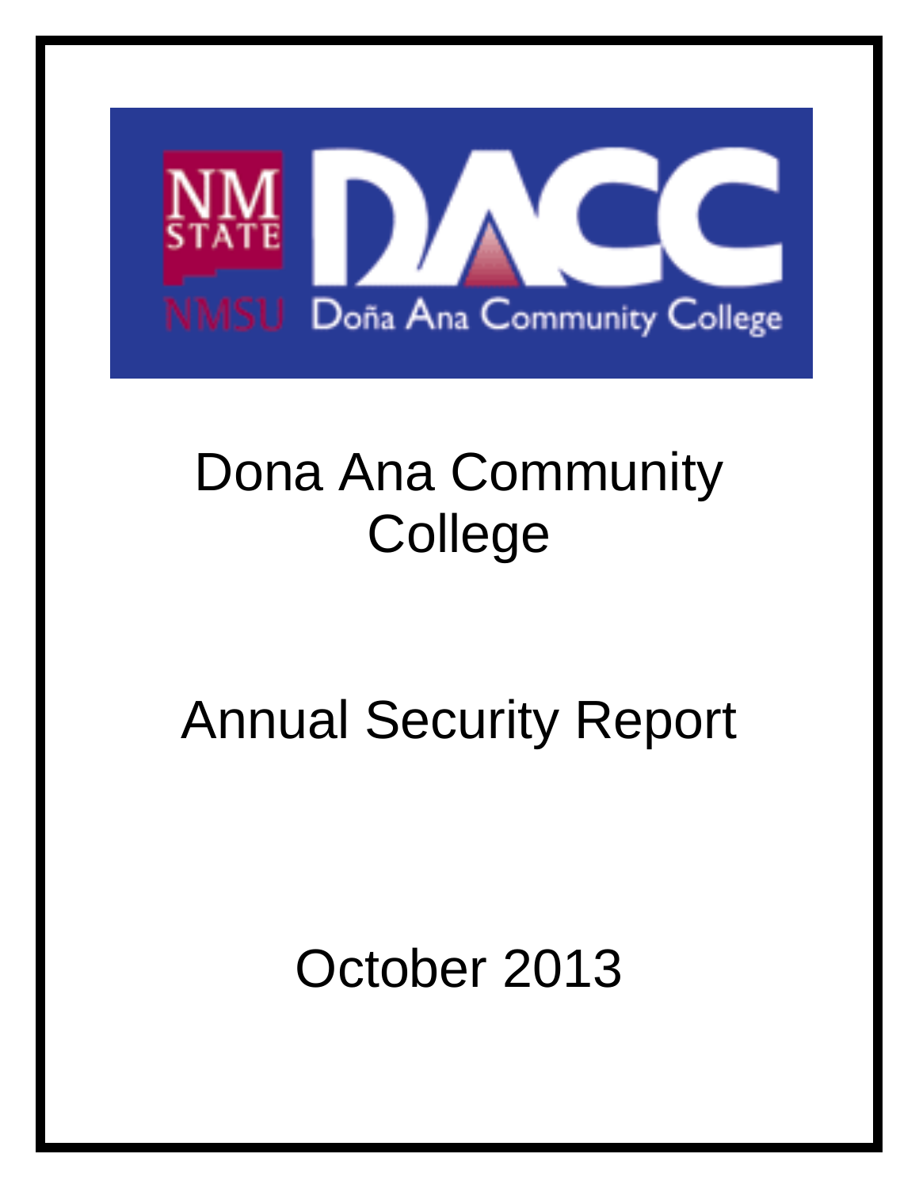# Dona Ana Community College

## Annual Security Report

October 2013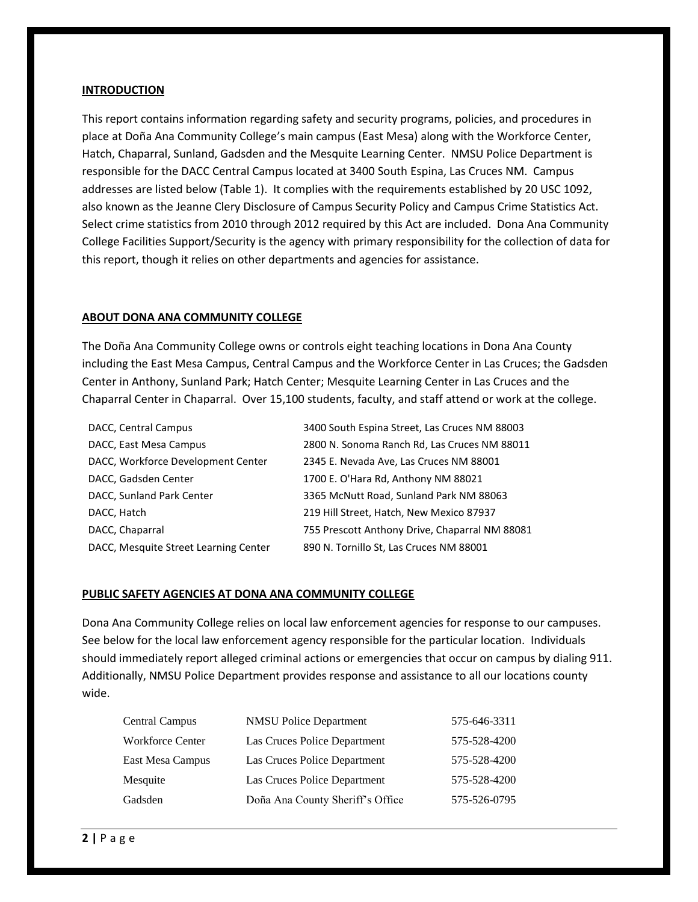## INTRODUCTION

This report contains information regarding safety and security programs, policies, and procedures in place at Doña Ana Community College's main campus (East Mesa) along with the Workforce Center, Hatch, Chaparral, Sunland, Gadsden and the Mesquite Learning Center. NMSU Police Department is responsible for the DACC Central Campus located at 3400 South Espina, Las Cruces NM. Campus addresses are listed below (Table 1). It complies with the requirements established by 20 USC 1092, also known as the Jeanne Clery Disclosure of Campus Security Policy and Campus Crime Statistics Act. Select crime statistics from 2010 through 2012 required by this Act are included. Dona Ana Community College Facilities Support/Security is the agency with primary responsibility for the collection of data for this report, though it relies on other departments and agencies for assistance.

## ABOUT DONA ANA COMMUNITY COLLEGE

The Doña Ana Community College owns or controls eight teaching locations in Dona Ana County including the East Mesa Campus, Central Campus and the Workforce Center in Las Cruces; the Gadsden Center in Anthony, Sunland Park; Hatch Center; Mesquite Learning Center in Las Cruces and the Chaparral Center in Chaparral. Over 15,100 students, faculty, and staff attend or work at the college.

| | |
|---|---|
| DACC, Central Campus | 3400 South Espina Street, Las Cruces NM 88003 |
| DACC, East Mesa Campus | 2800 N. Sonoma Ranch Rd, Las Cruces NM 88011 |
| DACC, Workforce Development Center | 2345 E. Nevada Ave, Las Cruces NM 88001 |
| DACC, Gadsden Center | 1700 E. O'Hara Rd, Anthony NM 88021 |
| DACC, Sunland Park Center | 3365 McNutt Road, Sunland Park NM 88063 |
| DACC, Hatch | 219 Hill Street, Hatch, New Mexico 87937 |
| DACC, Chaparral | 755 Prescott Anthony Drive, Chaparral NM 88081 |
| DACC, Mesquite Street Learning Center | 890 N. Tornillo St, Las Cruces NM 88001 |

## PUBLIC SAFETY AGENCIES AT DONA ANA COMMUNITY COLLEGE

Dona Ana Community College relies on local law enforcement agencies for response to our campuses. See below for the local law enforcement agency responsible for the particular location. Individuals should immediately report alleged criminal actions or emergencies that occur on campus by dialing 911. Additionally, NMSU Police Department provides response and assistance to all our locations county wide.

| | | |
|---|---|---|
| Central Campus | NMSU Police Department | 575-646-3311 |
| Workforce Center | Las Cruces Police Department | 575-528-4200 |
| East Mesa Campus | Las Cruces Police Department | 575-528-4200 |
| Mesquite | Las Cruces Police Department | 575-528-4200 |
| Gadsden | Doña Ana County Sheriff's Office | 575-526-0795 |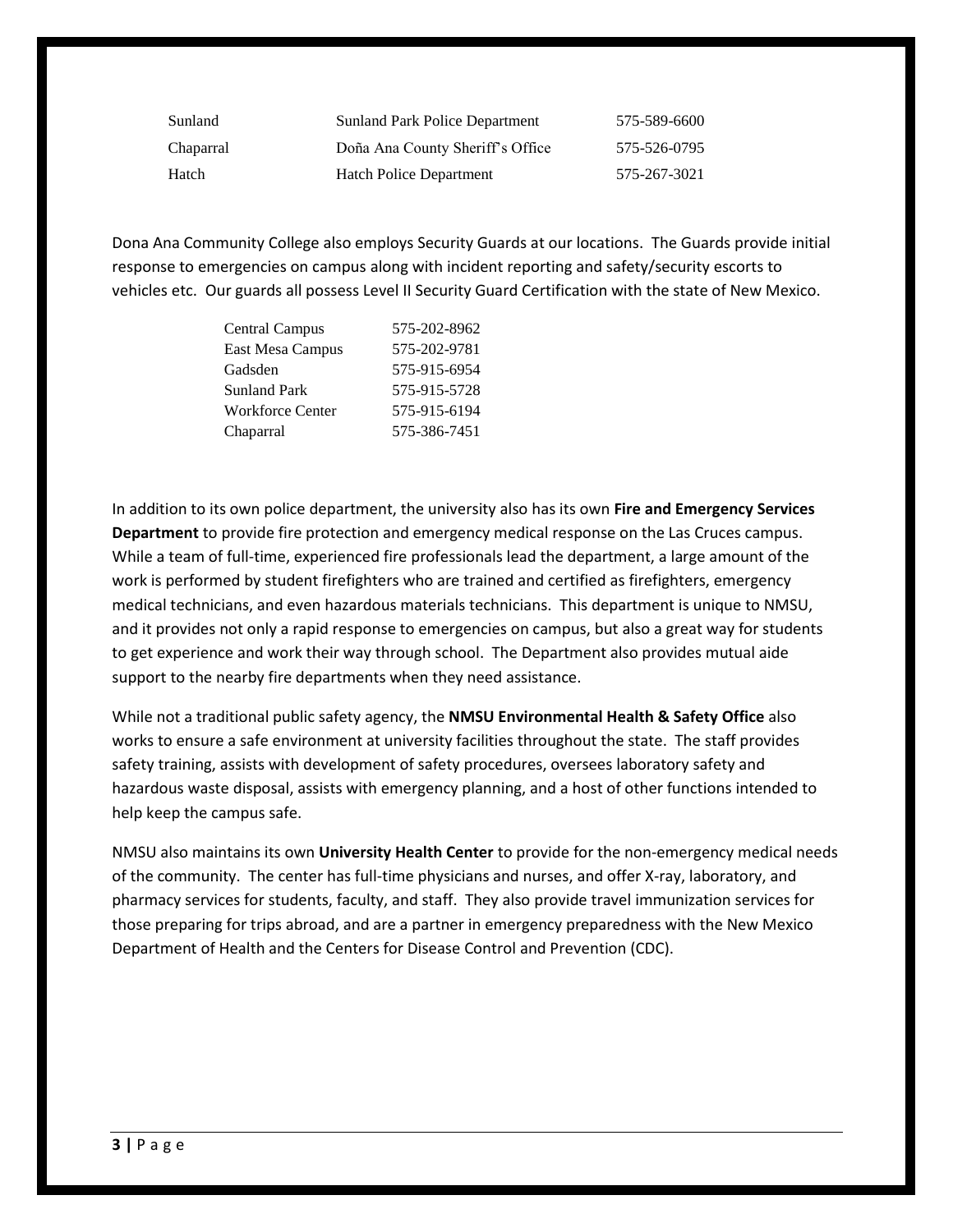| | | |
|---|---|---|
| Sunland | Sunland Park Police Department | 575-589-6600 |
| Chaparral | Doña Ana County Sheriff's Office | 575-526-0795 |
| Hatch | Hatch Police Department | 575-267-3021 |

Dona Ana Community College also employs Security Guards at our locations. The Guards provide initial response to emergencies on campus along with incident reporting and safety/security escorts to vehicles etc. Our guards all possess Level II Security Guard Certification with the state of New Mexico.

| | |
|---|---|
| Central Campus | 575-202-8962 |
| East Mesa Campus | 575-202-9781 |
| Gadsden | 575-915-6954 |
| Sunland Park | 575-915-5728 |
| Workforce Center | 575-915-6194 |
| Chaparral | 575-386-7451 |

In addition to its own police department, the university also has its own **Fire and Emergency Services Department** to provide fire protection and emergency medical response on the Las Cruces campus. While a team of full-time, experienced fire professionals lead the department, a large amount of the work is performed by student firefighters who are trained and certified as firefighters, emergency medical technicians, and even hazardous materials technicians. This department is unique to NMSU, and it provides not only a rapid response to emergencies on campus, but also a great way for students to get experience and work their way through school. The Department also provides mutual aide support to the nearby fire departments when they need assistance.

While not a traditional public safety agency, the **NMSU Environmental Health & Safety Office** also works to ensure a safe environment at university facilities throughout the state. The staff provides safety training, assists with development of safety procedures, oversees laboratory safety and hazardous waste disposal, assists with emergency planning, and a host of other functions intended to help keep the campus safe.

NMSU also maintains its own **University Health Center** to provide for the non-emergency medical needs of the community. The center has full-time physicians and nurses, and offer X-ray, laboratory, and pharmacy services for students, faculty, and staff. They also provide travel immunization services for those preparing for trips abroad, and are a partner in emergency preparedness with the New Mexico Department of Health and the Centers for Disease Control and Prevention (CDC).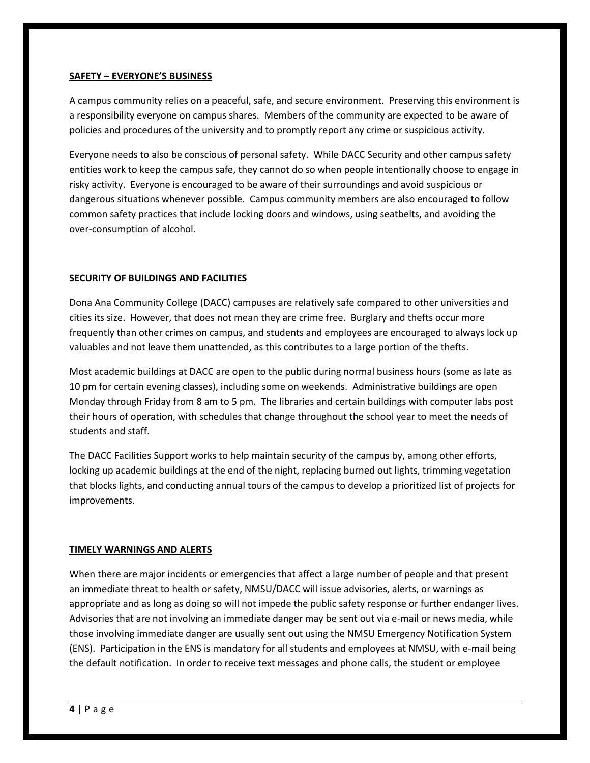## SAFETY – EVERYONE'S BUSINESS

A campus community relies on a peaceful, safe, and secure environment. Preserving this environment is a responsibility everyone on campus shares. Members of the community are expected to be aware of policies and procedures of the university and to promptly report any crime or suspicious activity.

Everyone needs to also be conscious of personal safety. While DACC Security and other campus safety entities work to keep the campus safe, they cannot do so when people intentionally choose to engage in risky activity. Everyone is encouraged to be aware of their surroundings and avoid suspicious or dangerous situations whenever possible. Campus community members are also encouraged to follow common safety practices that include locking doors and windows, using seatbelts, and avoiding the over-consumption of alcohol.

## SECURITY OF BUILDINGS AND FACILITIES

Dona Ana Community College (DACC) campuses are relatively safe compared to other universities and cities its size. However, that does not mean they are crime free. Burglary and thefts occur more frequently than other crimes on campus, and students and employees are encouraged to always lock up valuables and not leave them unattended, as this contributes to a large portion of the thefts.

Most academic buildings at DACC are open to the public during normal business hours (some as late as 10 pm for certain evening classes), including some on weekends. Administrative buildings are open Monday through Friday from 8 am to 5 pm. The libraries and certain buildings with computer labs post their hours of operation, with schedules that change throughout the school year to meet the needs of students and staff.

The DACC Facilities Support works to help maintain security of the campus by, among other efforts, locking up academic buildings at the end of the night, replacing burned out lights, trimming vegetation that blocks lights, and conducting annual tours of the campus to develop a prioritized list of projects for improvements.

## TIMELY WARNINGS AND ALERTS

When there are major incidents or emergencies that affect a large number of people and that present an immediate threat to health or safety, NMSU/DACC will issue advisories, alerts, or warnings as appropriate and as long as doing so will not impede the public safety response or further endanger lives. Advisories that are not involving an immediate danger may be sent out via e-mail or news media, while those involving immediate danger are usually sent out using the NMSU Emergency Notification System (ENS). Participation in the ENS is mandatory for all students and employees at NMSU, with e-mail being the default notification. In order to receive text messages and phone calls, the student or employee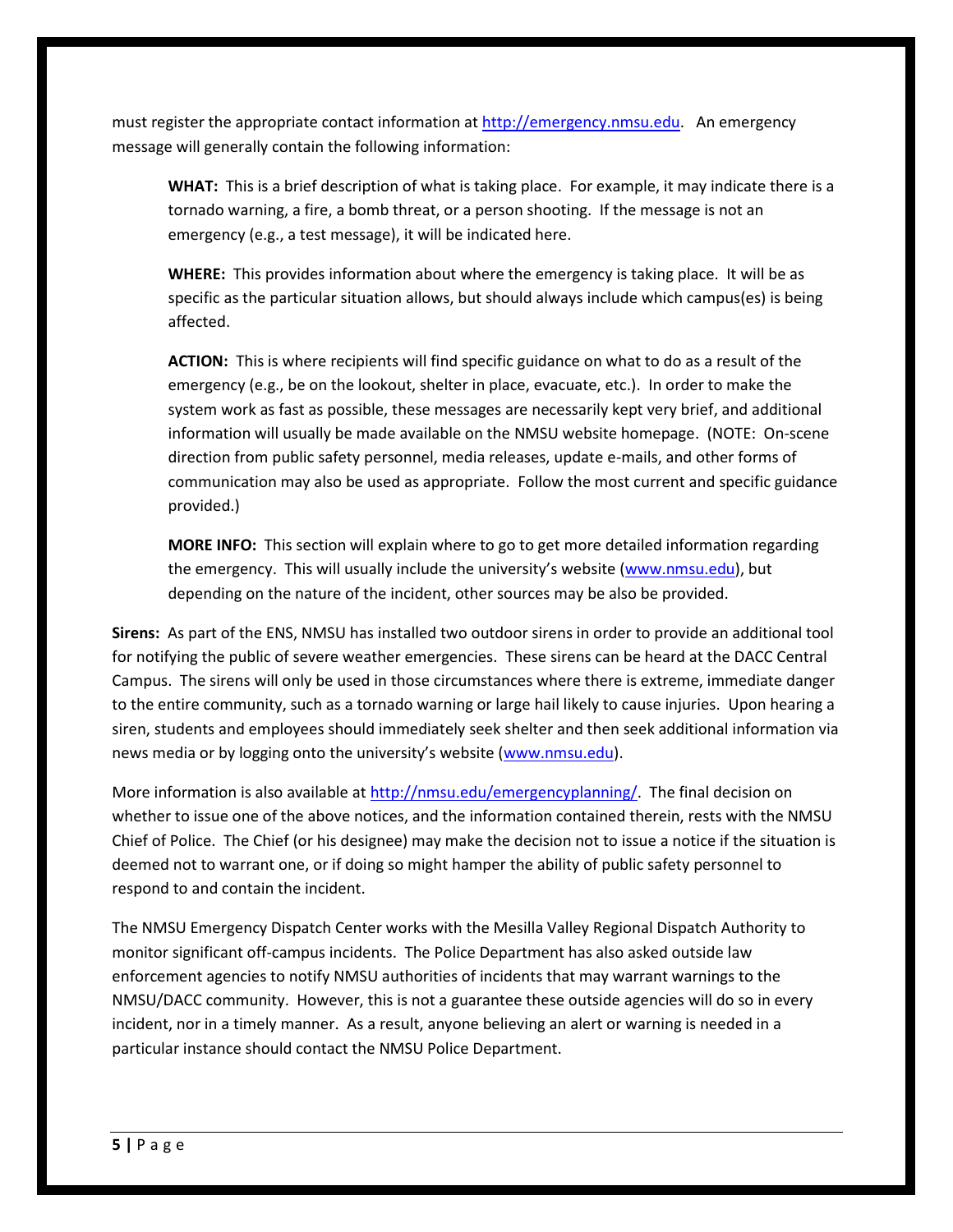must register the appropriate contact information at http://emergency.nmsu.edu. An emergency message will generally contain the following information:

> **WHAT:** This is a brief description of what is taking place. For example, it may indicate there is a tornado warning, a fire, a bomb threat, or a person shooting. If the message is not an emergency (e.g., a test message), it will be indicated here.
>
> **WHERE:** This provides information about where the emergency is taking place. It will be as specific as the particular situation allows, but should always include which campus(es) is being affected.
>
> **ACTION:** This is where recipients will find specific guidance on what to do as a result of the emergency (e.g., be on the lookout, shelter in place, evacuate, etc.). In order to make the system work as fast as possible, these messages are necessarily kept very brief, and additional information will usually be made available on the NMSU website homepage. (NOTE: On-scene direction from public safety personnel, media releases, update e-mails, and other forms of communication may also be used as appropriate. Follow the most current and specific guidance provided.)
>
> **MORE INFO:** This section will explain where to go to get more detailed information regarding the emergency. This will usually include the university's website (www.nmsu.edu), but depending on the nature of the incident, other sources may be also be provided.

**Sirens:** As part of the ENS, NMSU has installed two outdoor sirens in order to provide an additional tool for notifying the public of severe weather emergencies. These sirens can be heard at the DACC Central Campus. The sirens will only be used in those circumstances where there is extreme, immediate danger to the entire community, such as a tornado warning or large hail likely to cause injuries. Upon hearing a siren, students and employees should immediately seek shelter and then seek additional information via news media or by logging onto the university's website (www.nmsu.edu).

More information is also available at http://nmsu.edu/emergencyplanning/. The final decision on whether to issue one of the above notices, and the information contained therein, rests with the NMSU Chief of Police. The Chief (or his designee) may make the decision not to issue a notice if the situation is deemed not to warrant one, or if doing so might hamper the ability of public safety personnel to respond to and contain the incident.

The NMSU Emergency Dispatch Center works with the Mesilla Valley Regional Dispatch Authority to monitor significant off-campus incidents. The Police Department has also asked outside law enforcement agencies to notify NMSU authorities of incidents that may warrant warnings to the NMSU/DACC community. However, this is not a guarantee these outside agencies will do so in every incident, nor in a timely manner. As a result, anyone believing an alert or warning is needed in a particular instance should contact the NMSU Police Department.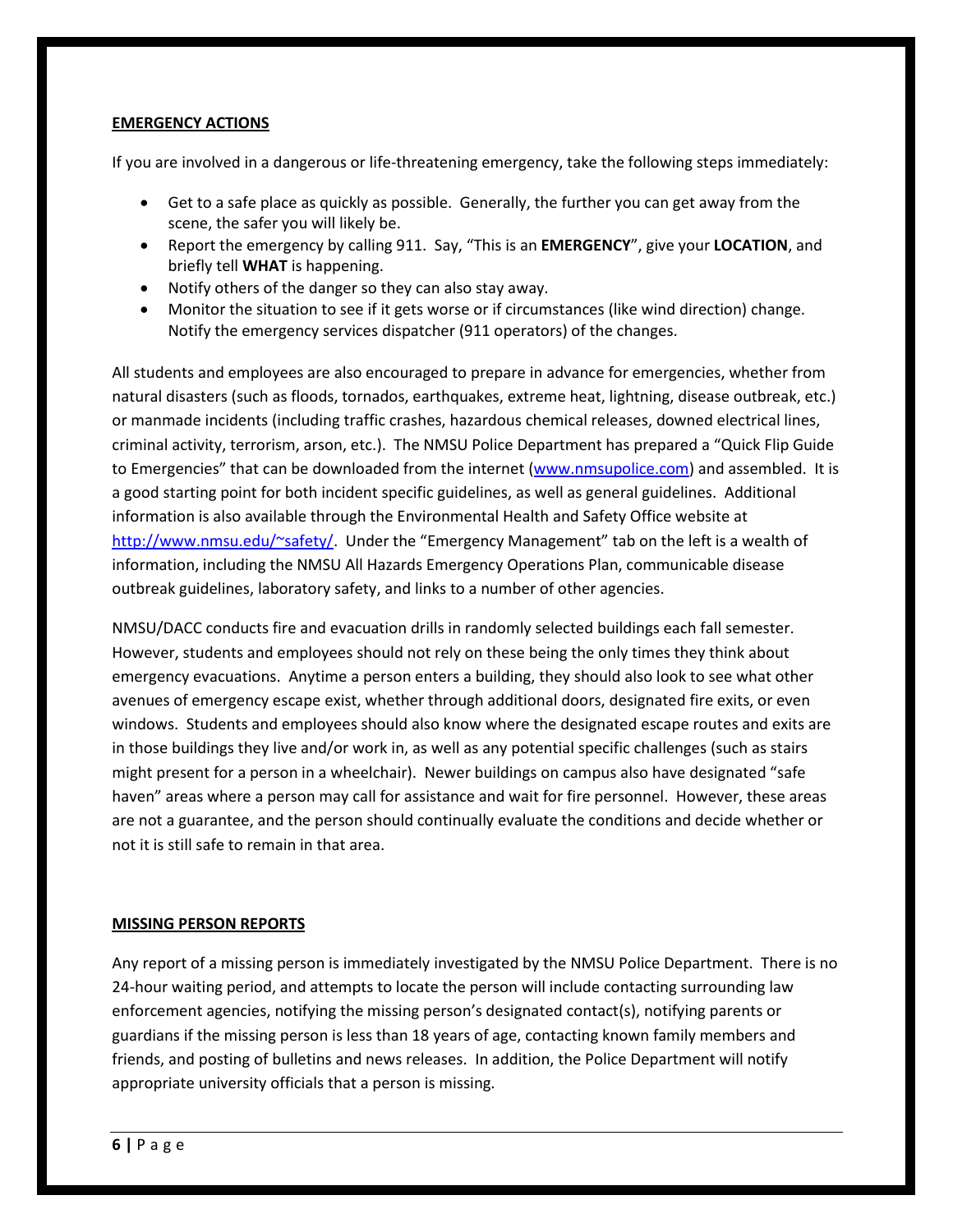## EMERGENCY ACTIONS

If you are involved in a dangerous or life-threatening emergency, take the following steps immediately:

- Get to a safe place as quickly as possible. Generally, the further you can get away from the scene, the safer you will likely be.
- Report the emergency by calling 911. Say, "This is an **EMERGENCY**", give your **LOCATION**, and briefly tell **WHAT** is happening.
- Notify others of the danger so they can also stay away.
- Monitor the situation to see if it gets worse or if circumstances (like wind direction) change. Notify the emergency services dispatcher (911 operators) of the changes.

All students and employees are also encouraged to prepare in advance for emergencies, whether from natural disasters (such as floods, tornados, earthquakes, extreme heat, lightning, disease outbreak, etc.) or manmade incidents (including traffic crashes, hazardous chemical releases, downed electrical lines, criminal activity, terrorism, arson, etc.). The NMSU Police Department has prepared a "Quick Flip Guide to Emergencies" that can be downloaded from the internet ([www.nmsupolice.com](http://www.nmsupolice.com)) and assembled. It is a good starting point for both incident specific guidelines, as well as general guidelines. Additional information is also available through the Environmental Health and Safety Office website at [http://www.nmsu.edu/~safety/](http://www.nmsu.edu/~safety/). Under the "Emergency Management" tab on the left is a wealth of information, including the NMSU All Hazards Emergency Operations Plan, communicable disease outbreak guidelines, laboratory safety, and links to a number of other agencies.

NMSU/DACC conducts fire and evacuation drills in randomly selected buildings each fall semester. However, students and employees should not rely on these being the only times they think about emergency evacuations. Anytime a person enters a building, they should also look to see what other avenues of emergency escape exist, whether through additional doors, designated fire exits, or even windows. Students and employees should also know where the designated escape routes and exits are in those buildings they live and/or work in, as well as any potential specific challenges (such as stairs might present for a person in a wheelchair). Newer buildings on campus also have designated "safe haven" areas where a person may call for assistance and wait for fire personnel. However, these areas are not a guarantee, and the person should continually evaluate the conditions and decide whether or not it is still safe to remain in that area.

## MISSING PERSON REPORTS

Any report of a missing person is immediately investigated by the NMSU Police Department. There is no 24-hour waiting period, and attempts to locate the person will include contacting surrounding law enforcement agencies, notifying the missing person's designated contact(s), notifying parents or guardians if the missing person is less than 18 years of age, contacting known family members and friends, and posting of bulletins and news releases. In addition, the Police Department will notify appropriate university officials that a person is missing.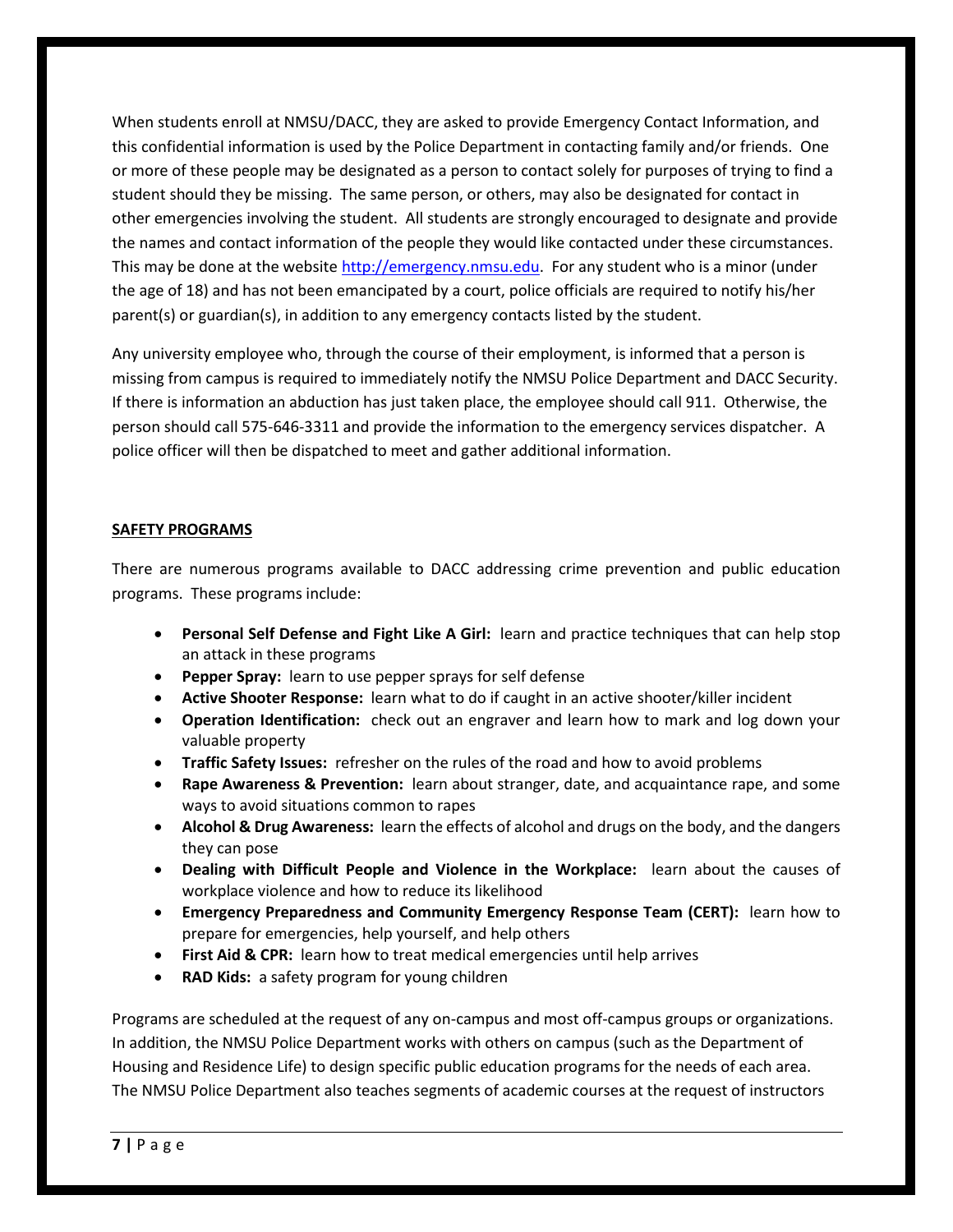When students enroll at NMSU/DACC, they are asked to provide Emergency Contact Information, and this confidential information is used by the Police Department in contacting family and/or friends. One or more of these people may be designated as a person to contact solely for purposes of trying to find a student should they be missing. The same person, or others, may also be designated for contact in other emergencies involving the student. All students are strongly encouraged to designate and provide the names and contact information of the people they would like contacted under these circumstances. This may be done at the website http://emergency.nmsu.edu. For any student who is a minor (under the age of 18) and has not been emancipated by a court, police officials are required to notify his/her parent(s) or guardian(s), in addition to any emergency contacts listed by the student.

Any university employee who, through the course of their employment, is informed that a person is missing from campus is required to immediately notify the NMSU Police Department and DACC Security. If there is information an abduction has just taken place, the employee should call 911. Otherwise, the person should call 575-646-3311 and provide the information to the emergency services dispatcher. A police officer will then be dispatched to meet and gather additional information.

## SAFETY PROGRAMS

There are numerous programs available to DACC addressing crime prevention and public education programs. These programs include:

- **Personal Self Defense and Fight Like A Girl:** learn and practice techniques that can help stop an attack in these programs
- **Pepper Spray:** learn to use pepper sprays for self defense
- **Active Shooter Response:** learn what to do if caught in an active shooter/killer incident
- **Operation Identification:** check out an engraver and learn how to mark and log down your valuable property
- **Traffic Safety Issues:** refresher on the rules of the road and how to avoid problems
- **Rape Awareness & Prevention:** learn about stranger, date, and acquaintance rape, and some ways to avoid situations common to rapes
- **Alcohol & Drug Awareness:** learn the effects of alcohol and drugs on the body, and the dangers they can pose
- **Dealing with Difficult People and Violence in the Workplace:** learn about the causes of workplace violence and how to reduce its likelihood
- **Emergency Preparedness and Community Emergency Response Team (CERT):** learn how to prepare for emergencies, help yourself, and help others
- **First Aid & CPR:** learn how to treat medical emergencies until help arrives
- **RAD Kids:** a safety program for young children

Programs are scheduled at the request of any on-campus and most off-campus groups or organizations. In addition, the NMSU Police Department works with others on campus (such as the Department of Housing and Residence Life) to design specific public education programs for the needs of each area. The NMSU Police Department also teaches segments of academic courses at the request of instructors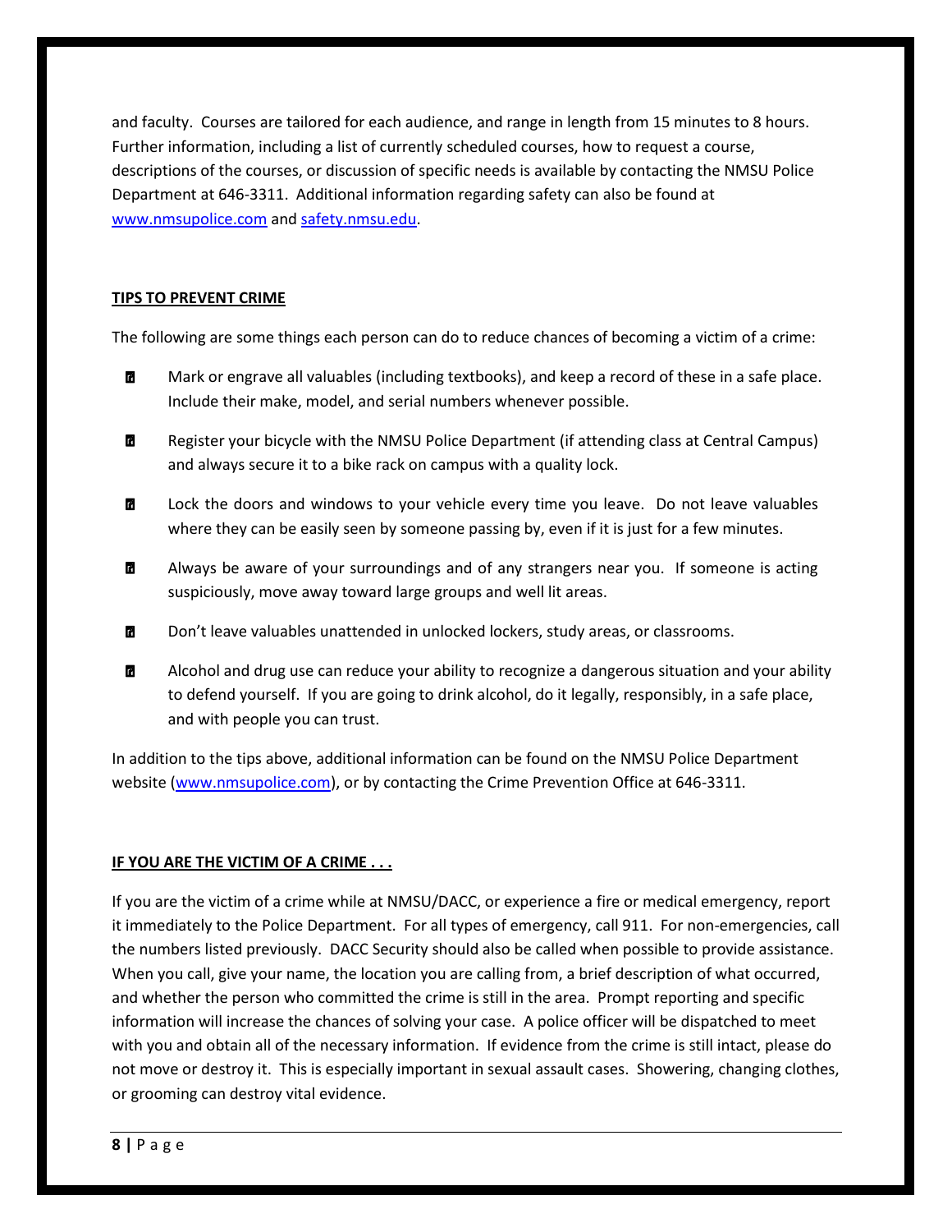and faculty. Courses are tailored for each audience, and range in length from 15 minutes to 8 hours. Further information, including a list of currently scheduled courses, how to request a course, descriptions of the courses, or discussion of specific needs is available by contacting the NMSU Police Department at 646-3311. Additional information regarding safety can also be found at [www.nmsupolice.com](http://www.nmsupolice.com) and [safety.nmsu.edu](http://safety.nmsu.edu).

## TIPS TO PREVENT CRIME

The following are some things each person can do to reduce chances of becoming a victim of a crime:

- Mark or engrave all valuables (including textbooks), and keep a record of these in a safe place. Include their make, model, and serial numbers whenever possible.
- Register your bicycle with the NMSU Police Department (if attending class at Central Campus) and always secure it to a bike rack on campus with a quality lock.
- Lock the doors and windows to your vehicle every time you leave. Do not leave valuables where they can be easily seen by someone passing by, even if it is just for a few minutes.
- Always be aware of your surroundings and of any strangers near you. If someone is acting suspiciously, move away toward large groups and well lit areas.
- Don't leave valuables unattended in unlocked lockers, study areas, or classrooms.
- Alcohol and drug use can reduce your ability to recognize a dangerous situation and your ability to defend yourself. If you are going to drink alcohol, do it legally, responsibly, in a safe place, and with people you can trust.

In addition to the tips above, additional information can be found on the NMSU Police Department website ([www.nmsupolice.com](http://www.nmsupolice.com)), or by contacting the Crime Prevention Office at 646-3311.

## IF YOU ARE THE VICTIM OF A CRIME . . .

If you are the victim of a crime while at NMSU/DACC, or experience a fire or medical emergency, report it immediately to the Police Department. For all types of emergency, call 911. For non-emergencies, call the numbers listed previously. DACC Security should also be called when possible to provide assistance. When you call, give your name, the location you are calling from, a brief description of what occurred, and whether the person who committed the crime is still in the area. Prompt reporting and specific information will increase the chances of solving your case. A police officer will be dispatched to meet with you and obtain all of the necessary information. If evidence from the crime is still intact, please do not move or destroy it. This is especially important in sexual assault cases. Showering, changing clothes, or grooming can destroy vital evidence.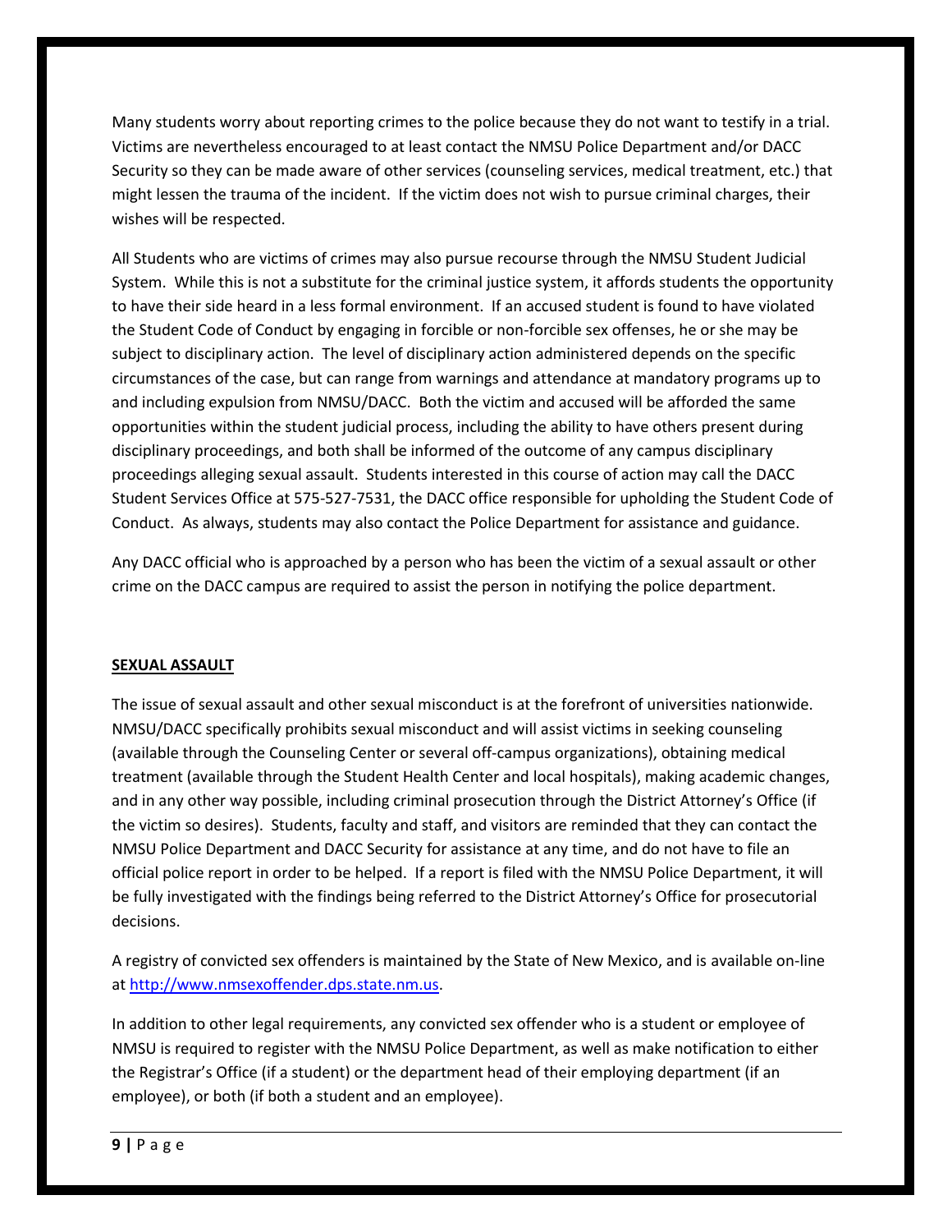Many students worry about reporting crimes to the police because they do not want to testify in a trial. Victims are nevertheless encouraged to at least contact the NMSU Police Department and/or DACC Security so they can be made aware of other services (counseling services, medical treatment, etc.) that might lessen the trauma of the incident. If the victim does not wish to pursue criminal charges, their wishes will be respected.

All Students who are victims of crimes may also pursue recourse through the NMSU Student Judicial System. While this is not a substitute for the criminal justice system, it affords students the opportunity to have their side heard in a less formal environment. If an accused student is found to have violated the Student Code of Conduct by engaging in forcible or non-forcible sex offenses, he or she may be subject to disciplinary action. The level of disciplinary action administered depends on the specific circumstances of the case, but can range from warnings and attendance at mandatory programs up to and including expulsion from NMSU/DACC. Both the victim and accused will be afforded the same opportunities within the student judicial process, including the ability to have others present during disciplinary proceedings, and both shall be informed of the outcome of any campus disciplinary proceedings alleging sexual assault. Students interested in this course of action may call the DACC Student Services Office at 575-527-7531, the DACC office responsible for upholding the Student Code of Conduct. As always, students may also contact the Police Department for assistance and guidance.

Any DACC official who is approached by a person who has been the victim of a sexual assault or other crime on the DACC campus are required to assist the person in notifying the police department.

## **SEXUAL ASSAULT**

The issue of sexual assault and other sexual misconduct is at the forefront of universities nationwide. NMSU/DACC specifically prohibits sexual misconduct and will assist victims in seeking counseling (available through the Counseling Center or several off-campus organizations), obtaining medical treatment (available through the Student Health Center and local hospitals), making academic changes, and in any other way possible, including criminal prosecution through the District Attorney's Office (if the victim so desires). Students, faculty and staff, and visitors are reminded that they can contact the NMSU Police Department and DACC Security for assistance at any time, and do not have to file an official police report in order to be helped. If a report is filed with the NMSU Police Department, it will be fully investigated with the findings being referred to the District Attorney's Office for prosecutorial decisions.

A registry of convicted sex offenders is maintained by the State of New Mexico, and is available on-line at http://www.nmsexoffender.dps.state.nm.us.

In addition to other legal requirements, any convicted sex offender who is a student or employee of NMSU is required to register with the NMSU Police Department, as well as make notification to either the Registrar's Office (if a student) or the department head of their employing department (if an employee), or both (if both a student and an employee).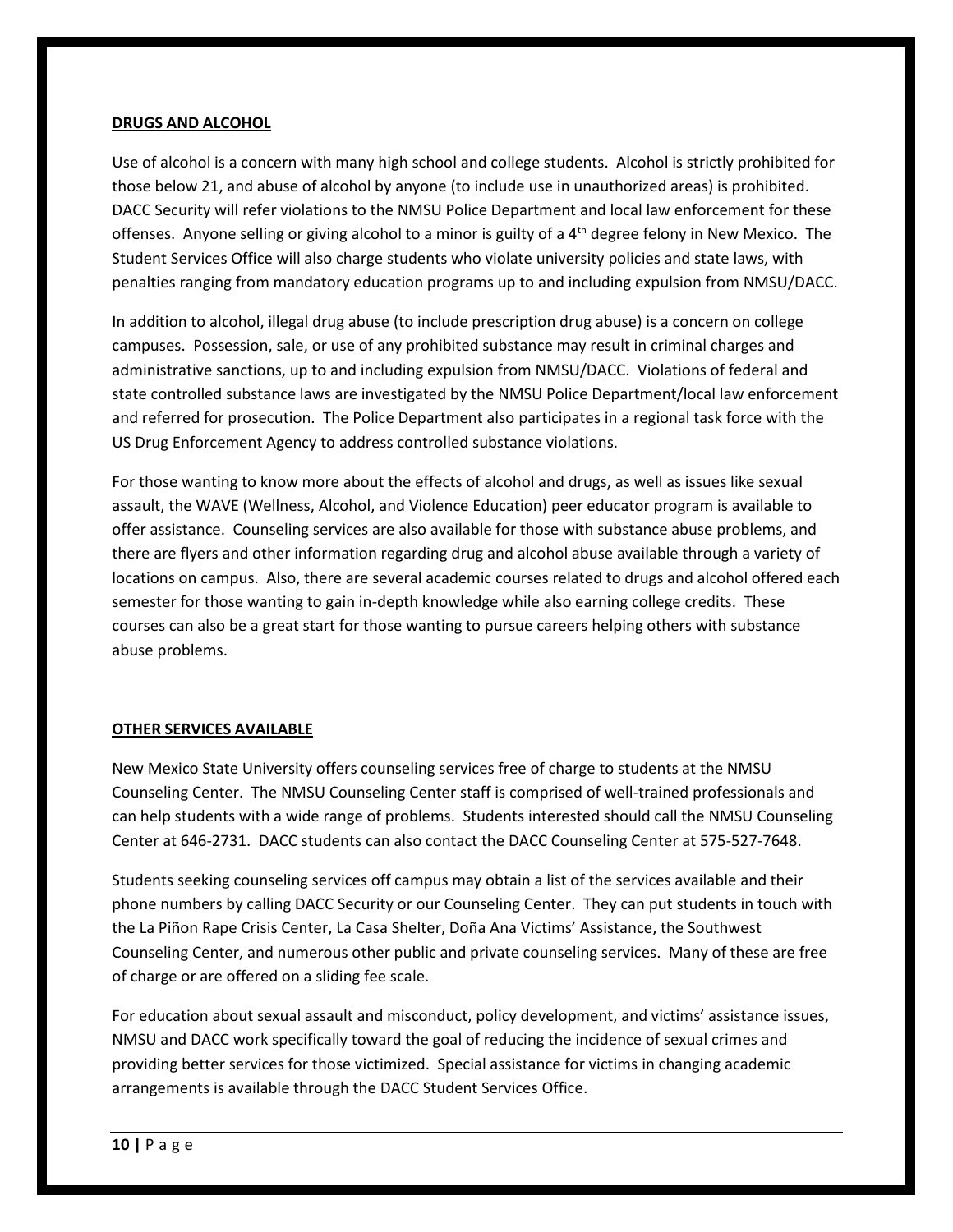**DRUGS AND ALCOHOL**

Use of alcohol is a concern with many high school and college students. Alcohol is strictly prohibited for those below 21, and abuse of alcohol by anyone (to include use in unauthorized areas) is prohibited. DACC Security will refer violations to the NMSU Police Department and local law enforcement for these offenses. Anyone selling or giving alcohol to a minor is guilty of a 4th degree felony in New Mexico. The Student Services Office will also charge students who violate university policies and state laws, with penalties ranging from mandatory education programs up to and including expulsion from NMSU/DACC.

In addition to alcohol, illegal drug abuse (to include prescription drug abuse) is a concern on college campuses. Possession, sale, or use of any prohibited substance may result in criminal charges and administrative sanctions, up to and including expulsion from NMSU/DACC. Violations of federal and state controlled substance laws are investigated by the NMSU Police Department/local law enforcement and referred for prosecution. The Police Department also participates in a regional task force with the US Drug Enforcement Agency to address controlled substance violations.

For those wanting to know more about the effects of alcohol and drugs, as well as issues like sexual assault, the WAVE (Wellness, Alcohol, and Violence Education) peer educator program is available to offer assistance. Counseling services are also available for those with substance abuse problems, and there are flyers and other information regarding drug and alcohol abuse available through a variety of locations on campus. Also, there are several academic courses related to drugs and alcohol offered each semester for those wanting to gain in-depth knowledge while also earning college credits. These courses can also be a great start for those wanting to pursue careers helping others with substance abuse problems.

**OTHER SERVICES AVAILABLE**

New Mexico State University offers counseling services free of charge to students at the NMSU Counseling Center. The NMSU Counseling Center staff is comprised of well-trained professionals and can help students with a wide range of problems. Students interested should call the NMSU Counseling Center at 646-2731. DACC students can also contact the DACC Counseling Center at 575-527-7648.

Students seeking counseling services off campus may obtain a list of the services available and their phone numbers by calling DACC Security or our Counseling Center. They can put students in touch with the La Piñon Rape Crisis Center, La Casa Shelter, Doña Ana Victims' Assistance, the Southwest Counseling Center, and numerous other public and private counseling services. Many of these are free of charge or are offered on a sliding fee scale.

For education about sexual assault and misconduct, policy development, and victims' assistance issues, NMSU and DACC work specifically toward the goal of reducing the incidence of sexual crimes and providing better services for those victimized. Special assistance for victims in changing academic arrangements is available through the DACC Student Services Office.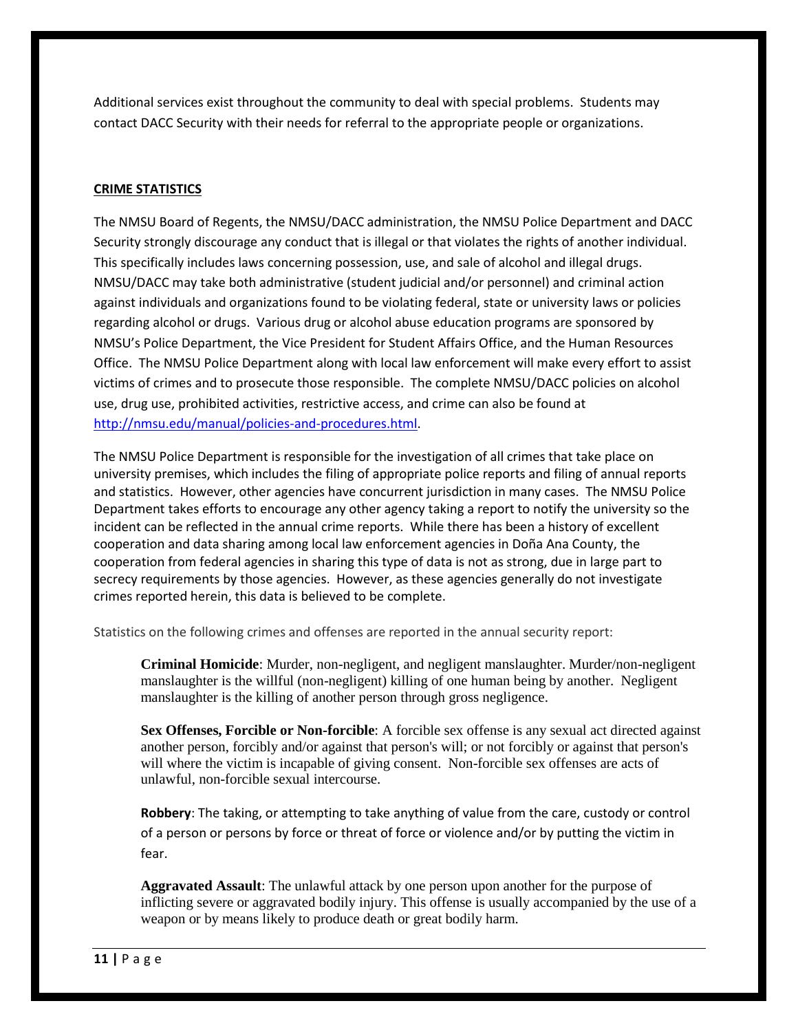Additional services exist throughout the community to deal with special problems. Students may contact DACC Security with their needs for referral to the appropriate people or organizations.

## CRIME STATISTICS

The NMSU Board of Regents, the NMSU/DACC administration, the NMSU Police Department and DACC Security strongly discourage any conduct that is illegal or that violates the rights of another individual. This specifically includes laws concerning possession, use, and sale of alcohol and illegal drugs. NMSU/DACC may take both administrative (student judicial and/or personnel) and criminal action against individuals and organizations found to be violating federal, state or university laws or policies regarding alcohol or drugs. Various drug or alcohol abuse education programs are sponsored by NMSU's Police Department, the Vice President for Student Affairs Office, and the Human Resources Office. The NMSU Police Department along with local law enforcement will make every effort to assist victims of crimes and to prosecute those responsible. The complete NMSU/DACC policies on alcohol use, drug use, prohibited activities, restrictive access, and crime can also be found at [http://nmsu.edu/manual/policies-and-procedures.html](http://nmsu.edu/manual/policies-and-procedures.html).

The NMSU Police Department is responsible for the investigation of all crimes that take place on university premises, which includes the filing of appropriate police reports and filing of annual reports and statistics. However, other agencies have concurrent jurisdiction in many cases. The NMSU Police Department takes efforts to encourage any other agency taking a report to notify the university so the incident can be reflected in the annual crime reports. While there has been a history of excellent cooperation and data sharing among local law enforcement agencies in Doña Ana County, the cooperation from federal agencies in sharing this type of data is not as strong, due in large part to secrecy requirements by those agencies. However, as these agencies generally do not investigate crimes reported herein, this data is believed to be complete.

Statistics on the following crimes and offenses are reported in the annual security report:

**Criminal Homicide**: Murder, non-negligent, and negligent manslaughter. Murder/non-negligent manslaughter is the willful (non-negligent) killing of one human being by another. Negligent manslaughter is the killing of another person through gross negligence.

**Sex Offenses, Forcible or Non-forcible**: A forcible sex offense is any sexual act directed against another person, forcibly and/or against that person's will; or not forcibly or against that person's will where the victim is incapable of giving consent. Non-forcible sex offenses are acts of unlawful, non-forcible sexual intercourse.

**Robbery**: The taking, or attempting to take anything of value from the care, custody or control of a person or persons by force or threat of force or violence and/or by putting the victim in fear.

**Aggravated Assault**: The unlawful attack by one person upon another for the purpose of inflicting severe or aggravated bodily injury. This offense is usually accompanied by the use of a weapon or by means likely to produce death or great bodily harm.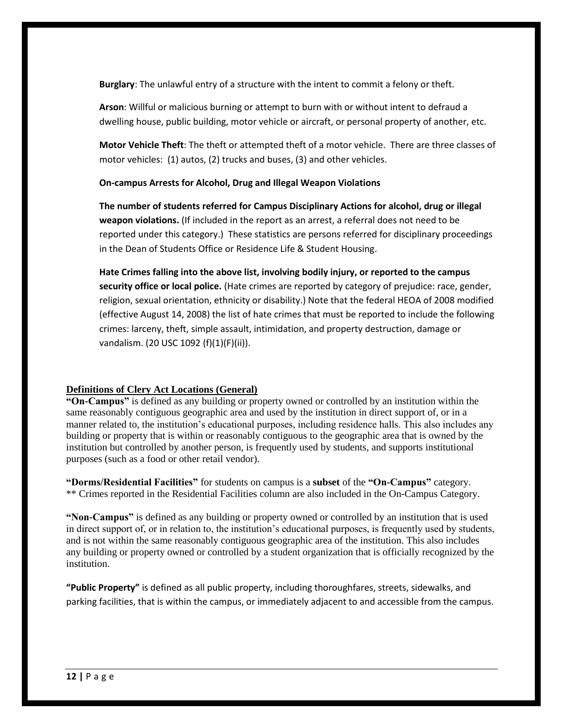**Burglary**: The unlawful entry of a structure with the intent to commit a felony or theft.

**Arson**: Willful or malicious burning or attempt to burn with or without intent to defraud a dwelling house, public building, motor vehicle or aircraft, or personal property of another, etc.

**Motor Vehicle Theft**: The theft or attempted theft of a motor vehicle. There are three classes of motor vehicles: (1) autos, (2) trucks and buses, (3) and other vehicles.

**On-campus Arrests for Alcohol, Drug and Illegal Weapon Violations**

**The number of students referred for Campus Disciplinary Actions for alcohol, drug or illegal weapon violations.** (If included in the report as an arrest, a referral does not need to be reported under this category.) These statistics are persons referred for disciplinary proceedings in the Dean of Students Office or Residence Life & Student Housing.

**Hate Crimes falling into the above list, involving bodily injury, or reported to the campus security office or local police.** (Hate crimes are reported by category of prejudice: race, gender, religion, sexual orientation, ethnicity or disability.) Note that the federal HEOA of 2008 modified (effective August 14, 2008) the list of hate crimes that must be reported to include the following crimes: larceny, theft, simple assault, intimidation, and property destruction, damage or vandalism. (20 USC 1092 (f)(1)(F)(ii)).

## Definitions of Clery Act Locations (General)

**"On-Campus"** is defined as any building or property owned or controlled by an institution within the same reasonably contiguous geographic area and used by the institution in direct support of, or in a manner related to, the institution's educational purposes, including residence halls. This also includes any building or property that is within or reasonably contiguous to the geographic area that is owned by the institution but controlled by another person, is frequently used by students, and supports institutional purposes (such as a food or other retail vendor).

**"Dorms/Residential Facilities"** for students on campus is a **subset** of the **"On-Campus"** category.
** Crimes reported in the Residential Facilities column are also included in the On-Campus Category.

**"Non-Campus"** is defined as any building or property owned or controlled by an institution that is used in direct support of, or in relation to, the institution's educational purposes, is frequently used by students, and is not within the same reasonably contiguous geographic area of the institution. This also includes any building or property owned or controlled by a student organization that is officially recognized by the institution.

**"Public Property"** is defined as all public property, including thoroughfares, streets, sidewalks, and parking facilities, that is within the campus, or immediately adjacent to and accessible from the campus.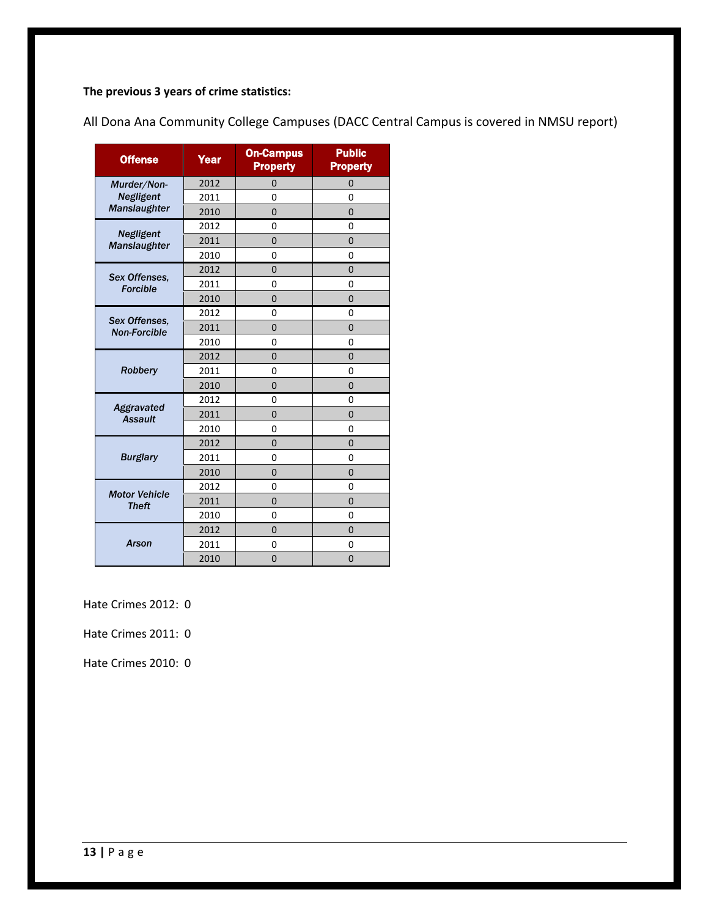**The previous 3 years of crime statistics:**

All Dona Ana Community College Campuses (DACC Central Campus is covered in NMSU report)

| Offense | Year | On-Campus Property | Public Property |
|---|---|---|---|
| *Murder/Non-Negligent Manslaughter* | 2012 | 0 | 0 |
| | 2011 | 0 | 0 |
| | 2010 | 0 | 0 |
| *Negligent Manslaughter* | 2012 | 0 | 0 |
| | 2011 | 0 | 0 |
| | 2010 | 0 | 0 |
| *Sex Offenses, Forcible* | 2012 | 0 | 0 |
| | 2011 | 0 | 0 |
| | 2010 | 0 | 0 |
| *Sex Offenses, Non-Forcible* | 2012 | 0 | 0 |
| | 2011 | 0 | 0 |
| | 2010 | 0 | 0 |
| *Robbery* | 2012 | 0 | 0 |
| | 2011 | 0 | 0 |
| | 2010 | 0 | 0 |
| *Aggravated Assault* | 2012 | 0 | 0 |
| | 2011 | 0 | 0 |
| | 2010 | 0 | 0 |
| *Burglary* | 2012 | 0 | 0 |
| | 2011 | 0 | 0 |
| | 2010 | 0 | 0 |
| *Motor Vehicle Theft* | 2012 | 0 | 0 |
| | 2011 | 0 | 0 |
| | 2010 | 0 | 0 |
| *Arson* | 2012 | 0 | 0 |
| | 2011 | 0 | 0 |
| | 2010 | 0 | 0 |

Hate Crimes 2012: 0

Hate Crimes 2011: 0

Hate Crimes 2010: 0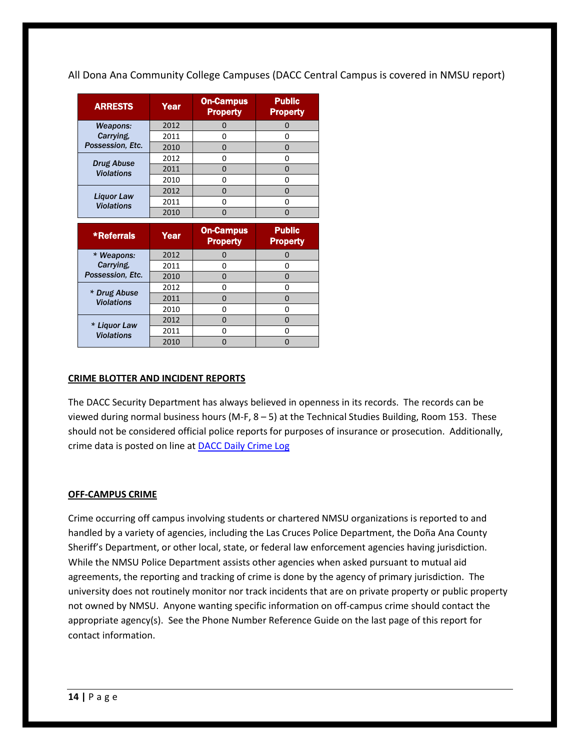All Dona Ana Community College Campuses (DACC Central Campus is covered in NMSU report)

| ARRESTS | Year | On-Campus Property | Public Property |
|---|---|---|---|
| *Weapons: Carrying, Possession, Etc.* | 2012 | 0 | 0 |
| | 2011 | 0 | 0 |
| | 2010 | 0 | 0 |
| *Drug Abuse Violations* | 2012 | 0 | 0 |
| | 2011 | 0 | 0 |
| | 2010 | 0 | 0 |
| *Liquor Law Violations* | 2012 | 0 | 0 |
| | 2011 | 0 | 0 |
| | 2010 | 0 | 0 |

| *Referrals | Year | On-Campus Property | Public Property |
|---|---|---|---|
| *\* Weapons: Carrying, Possession, Etc.* | 2012 | 0 | 0 |
| | 2011 | 0 | 0 |
| | 2010 | 0 | 0 |
| *\* Drug Abuse Violations* | 2012 | 0 | 0 |
| | 2011 | 0 | 0 |
| | 2010 | 0 | 0 |
| *\* Liquor Law Violations* | 2012 | 0 | 0 |
| | 2011 | 0 | 0 |
| | 2010 | 0 | 0 |

**CRIME BLOTTER AND INCIDENT REPORTS**

The DACC Security Department has always believed in openness in its records. The records can be viewed during normal business hours (M-F, 8 – 5) at the Technical Studies Building, Room 153. These should not be considered official police reports for purposes of insurance or prosecution. Additionally, crime data is posted on line at DACC Daily Crime Log

**OFF-CAMPUS CRIME**

Crime occurring off campus involving students or chartered NMSU organizations is reported to and handled by a variety of agencies, including the Las Cruces Police Department, the Doña Ana County Sheriff's Department, or other local, state, or federal law enforcement agencies having jurisdiction. While the NMSU Police Department assists other agencies when asked pursuant to mutual aid agreements, the reporting and tracking of crime is done by the agency of primary jurisdiction. The university does not routinely monitor nor track incidents that are on private property or public property not owned by NMSU. Anyone wanting specific information on off-campus crime should contact the appropriate agency(s). See the Phone Number Reference Guide on the last page of this report for contact information.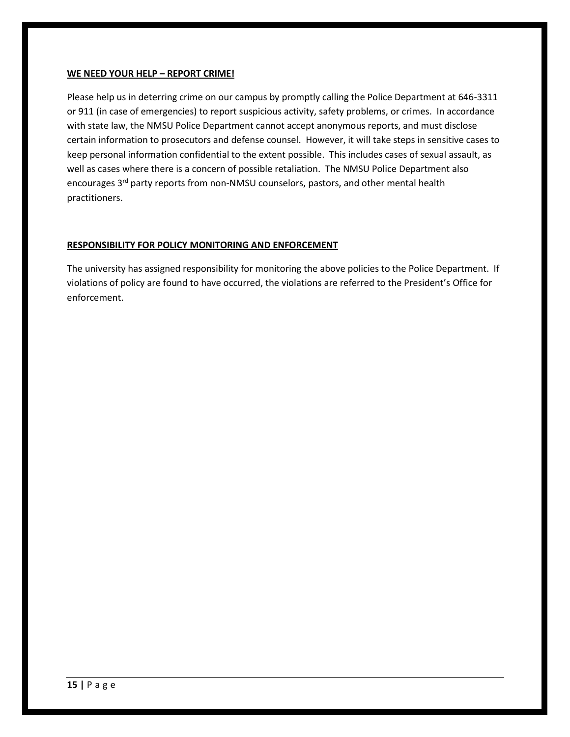**WE NEED YOUR HELP – REPORT CRIME!**

Please help us in deterring crime on our campus by promptly calling the Police Department at 646-3311 or 911 (in case of emergencies) to report suspicious activity, safety problems, or crimes. In accordance with state law, the NMSU Police Department cannot accept anonymous reports, and must disclose certain information to prosecutors and defense counsel. However, it will take steps in sensitive cases to keep personal information confidential to the extent possible. This includes cases of sexual assault, as well as cases where there is a concern of possible retaliation. The NMSU Police Department also encourages 3rd party reports from non-NMSU counselors, pastors, and other mental health practitioners.

**RESPONSIBILITY FOR POLICY MONITORING AND ENFORCEMENT**

The university has assigned responsibility for monitoring the above policies to the Police Department. If violations of policy are found to have occurred, the violations are referred to the President's Office for enforcement.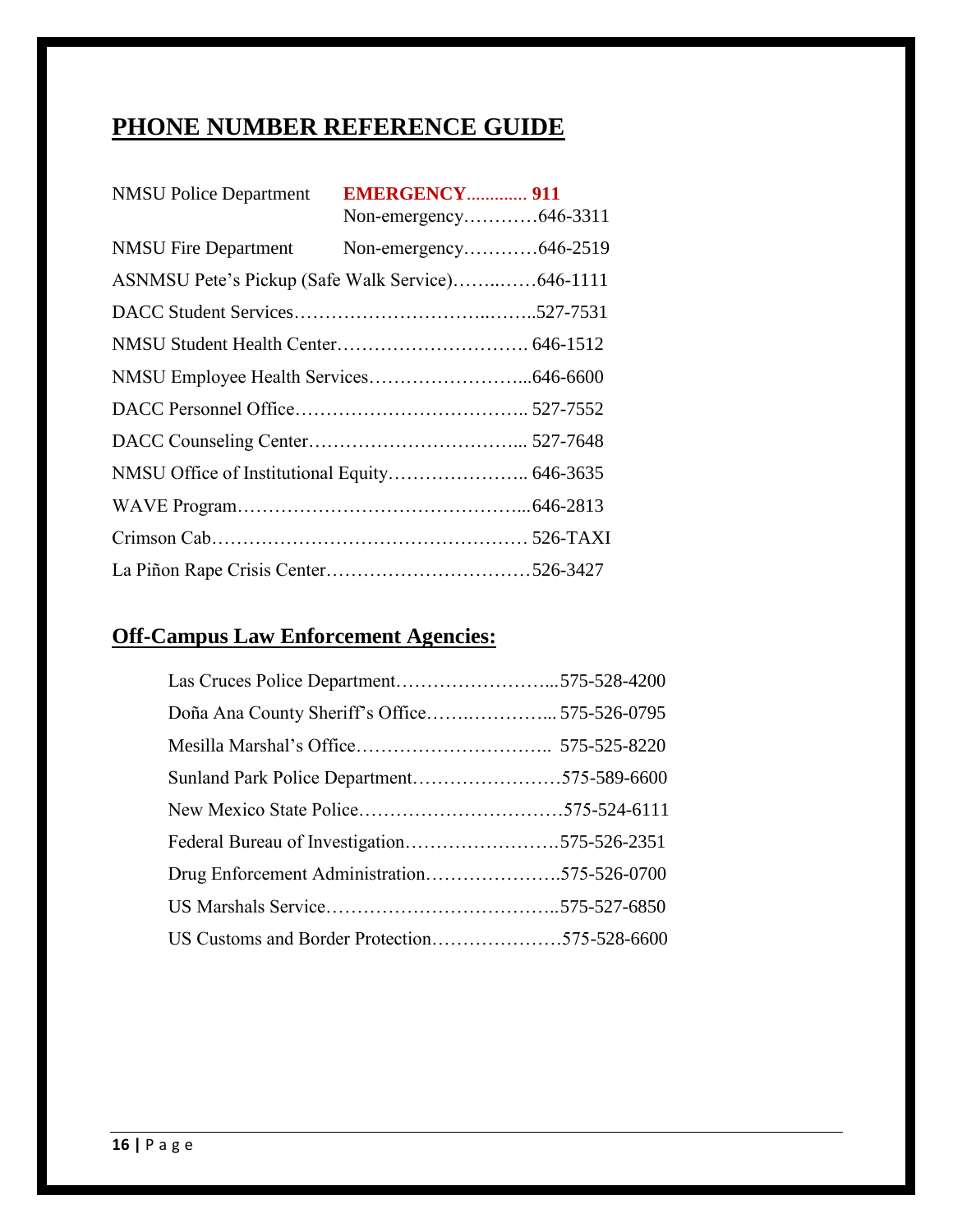# PHONE NUMBER REFERENCE GUIDE

NMSU Police Department **EMERGENCY............ 911**
Non-emergency…………646-3311

NMSU Fire Department Non-emergency…………646-2519

ASNMSU Pete's Pickup (Safe Walk Service)……..……646-1111

DACC Student Services………………………..……..527-7531

NMSU Student Health Center…………………………. 646-1512

NMSU Employee Health Services……………………...646-6600

DACC Personnel Office……………………………….. 527-7552

DACC Counseling Center…………………………….... 527-7648

NMSU Office of Institutional Equity………………….. 646-3635

WAVE Program……………………………………….... 646-2813

Crimson Cab…………………………………………… 526-TAXI

La Piñon Rape Crisis Center……………………………526-3427

## Off-Campus Law Enforcement Agencies:

Las Cruces Police Department……………………...575-528-4200

Doña Ana County Sheriff's Office…….…………... 575-526-0795

Mesilla Marshal's Office………………………….. 575-525-8220

Sunland Park Police Department……………………575-589-6600

New Mexico State Police……………………………575-524-6111

Federal Bureau of Investigation…………………….575-526-2351

Drug Enforcement Administration………………….575-526-0700

US Marshals Service………………………………..575-527-6850

US Customs and Border Protection…………………575-528-6600